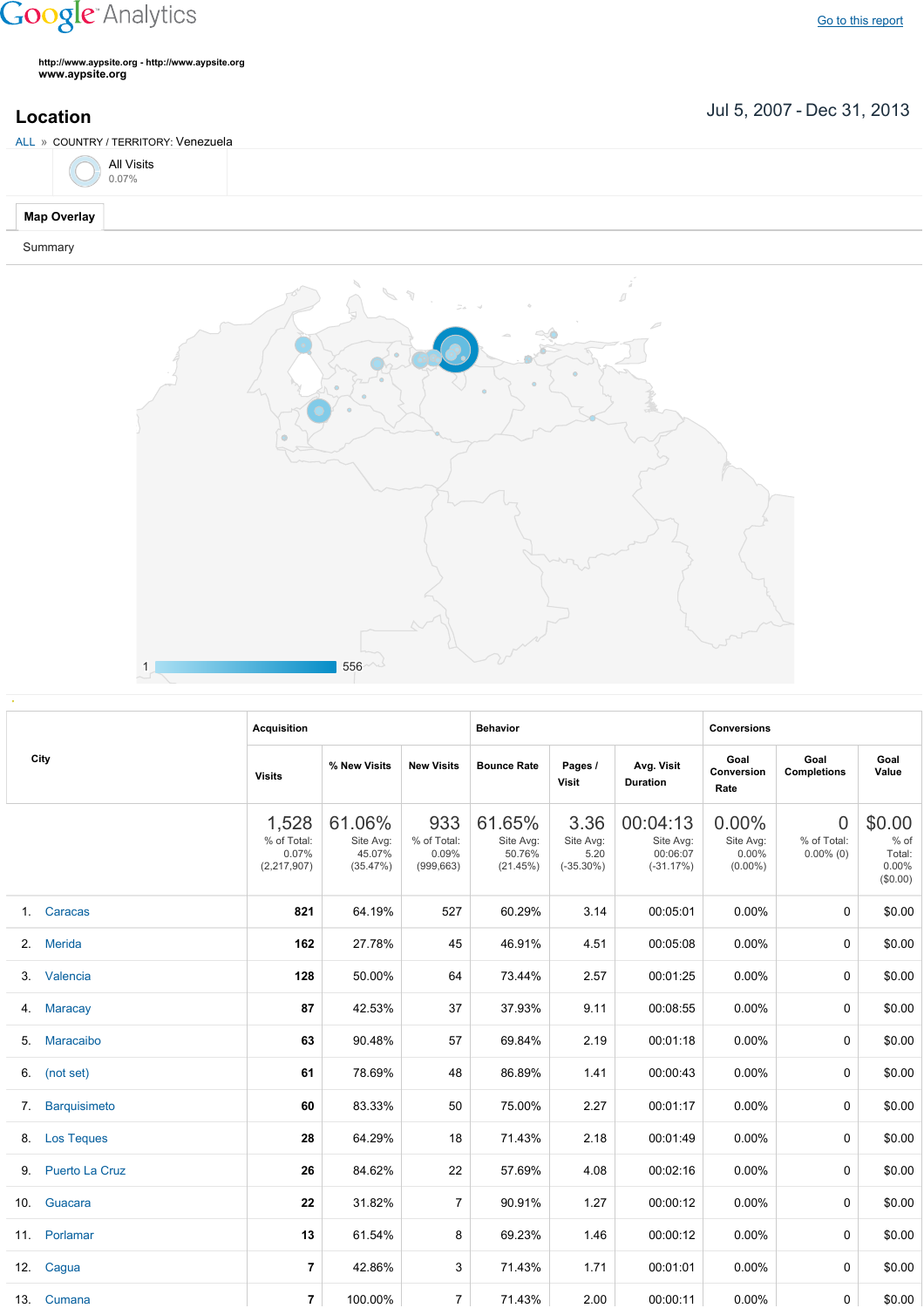Google Analytics

Go to this report

http://www.aypsite.org - http://www.aypsite.org
www.aypsite.org

# Location

Jul 5, 2007 - Dec 31, 2013

ALL » COUNTRY / TERRITORY: Venezuela

All Visits
0.07%

Map Overlay

Summary

1 556

| City | Acquisition | | | Behavior | | | Conversions | | |
|---|---|---|---|---|---|---|---|---|---|
| | Visits | % New Visits | New Visits | Bounce Rate | Pages / Visit | Avg. Visit Duration | Goal Conversion Rate | Goal Completions | Goal Value |
| | 1,528 % of Total: 0.07% (2,217,907) | 61.06% Site Avg: 45.07% (35.47%) | 933 % of Total: 0.09% (999,663) | 61.65% Site Avg: 50.76% (21.45%) | 3.36 Site Avg: 5.20 (-35.30%) | 00:04:13 Site Avg: 00:06:07 (-31.17%) | 0.00% Site Avg: 0.00% (0.00%) | 0 % of Total: 0.00% (0) | $0.00 % of Total: 0.00% ($0.00) |
| 1. Caracas | 821 | 64.19% | 527 | 60.29% | 3.14 | 00:05:01 | 0.00% | 0 | $0.00 |
| 2. Merida | 162 | 27.78% | 45 | 46.91% | 4.51 | 00:05:08 | 0.00% | 0 | $0.00 |
| 3. Valencia | 128 | 50.00% | 64 | 73.44% | 2.57 | 00:01:25 | 0.00% | 0 | $0.00 |
| 4. Maracay | 87 | 42.53% | 37 | 37.93% | 9.11 | 00:08:55 | 0.00% | 0 | $0.00 |
| 5. Maracaibo | 63 | 90.48% | 57 | 69.84% | 2.19 | 00:01:18 | 0.00% | 0 | $0.00 |
| 6. (not set) | 61 | 78.69% | 48 | 86.89% | 1.41 | 00:00:43 | 0.00% | 0 | $0.00 |
| 7. Barquisimeto | 60 | 83.33% | 50 | 75.00% | 2.27 | 00:01:17 | 0.00% | 0 | $0.00 |
| 8. Los Teques | 28 | 64.29% | 18 | 71.43% | 2.18 | 00:01:49 | 0.00% | 0 | $0.00 |
| 9. Puerto La Cruz | 26 | 84.62% | 22 | 57.69% | 4.08 | 00:02:16 | 0.00% | 0 | $0.00 |
| 10. Guacara | 22 | 31.82% | 7 | 90.91% | 1.27 | 00:00:12 | 0.00% | 0 | $0.00 |
| 11. Porlamar | 13 | 61.54% | 8 | 69.23% | 1.46 | 00:00:12 | 0.00% | 0 | $0.00 |
| 12. Cagua | 7 | 42.86% | 3 | 71.43% | 1.71 | 00:01:01 | 0.00% | 0 | $0.00 |
| 13. Cumana | 7 | 100.00% | 7 | 71.43% | 2.00 | 00:00:11 | 0.00% | 0 | $0.00 |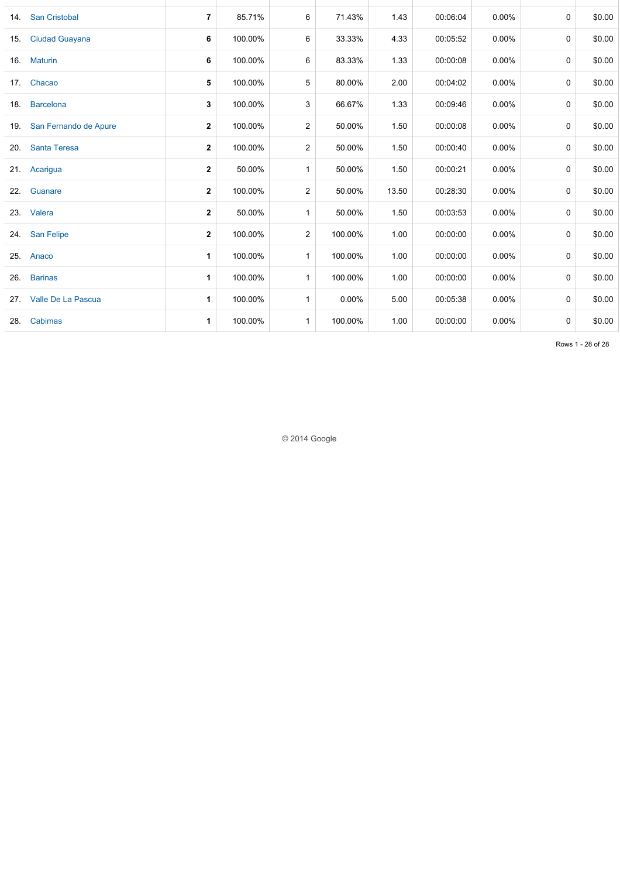| | | | | | | | | | |
|---|---|---|---|---|---|---|---|---|---|
| 14. | San Cristobal | **7** | 85.71% | 6 | 71.43% | 1.43 | 00:06:04 | 0.00% | 0 | $0.00 |
| 15. | Ciudad Guayana | **6** | 100.00% | 6 | 33.33% | 4.33 | 00:05:52 | 0.00% | 0 | $0.00 |
| 16. | Maturin | **6** | 100.00% | 6 | 83.33% | 1.33 | 00:00:08 | 0.00% | 0 | $0.00 |
| 17. | Chacao | **5** | 100.00% | 5 | 80.00% | 2.00 | 00:04:02 | 0.00% | 0 | $0.00 |
| 18. | Barcelona | **3** | 100.00% | 3 | 66.67% | 1.33 | 00:09:46 | 0.00% | 0 | $0.00 |
| 19. | San Fernando de Apure | **2** | 100.00% | 2 | 50.00% | 1.50 | 00:00:08 | 0.00% | 0 | $0.00 |
| 20. | Santa Teresa | **2** | 100.00% | 2 | 50.00% | 1.50 | 00:00:40 | 0.00% | 0 | $0.00 |
| 21. | Acarigua | **2** | 50.00% | 1 | 50.00% | 1.50 | 00:00:21 | 0.00% | 0 | $0.00 |
| 22. | Guanare | **2** | 100.00% | 2 | 50.00% | 13.50 | 00:28:30 | 0.00% | 0 | $0.00 |
| 23. | Valera | **2** | 50.00% | 1 | 50.00% | 1.50 | 00:03:53 | 0.00% | 0 | $0.00 |
| 24. | San Felipe | **2** | 100.00% | 2 | 100.00% | 1.00 | 00:00:00 | 0.00% | 0 | $0.00 |
| 25. | Anaco | **1** | 100.00% | 1 | 100.00% | 1.00 | 00:00:00 | 0.00% | 0 | $0.00 |
| 26. | Barinas | **1** | 100.00% | 1 | 100.00% | 1.00 | 00:00:00 | 0.00% | 0 | $0.00 |
| 27. | Valle De La Pascua | **1** | 100.00% | 1 | 0.00% | 5.00 | 00:05:38 | 0.00% | 0 | $0.00 |
| 28. | Cabimas | **1** | 100.00% | 1 | 100.00% | 1.00 | 00:00:00 | 0.00% | 0 | $0.00 |

Rows 1 - 28 of 28

© 2014 Google